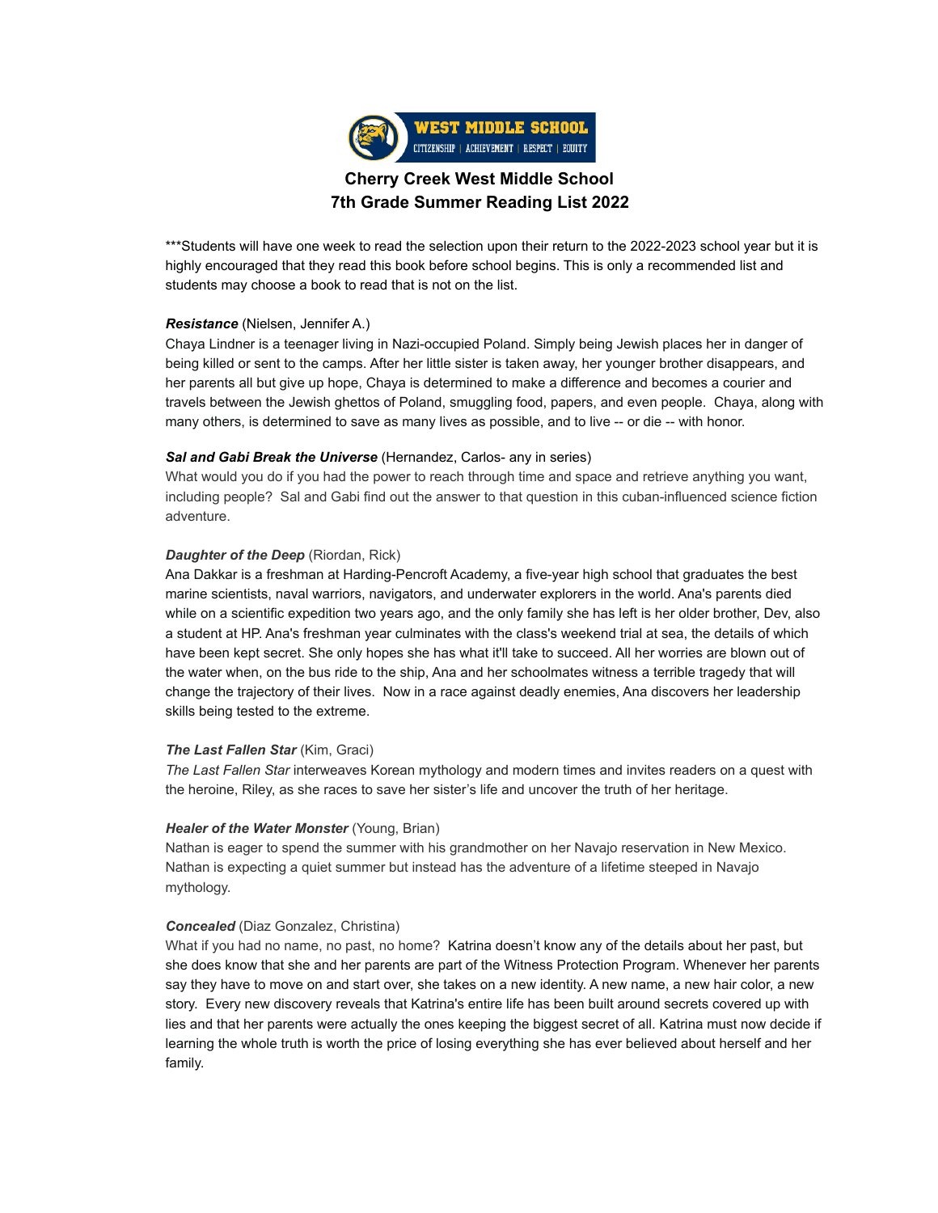WEST MIDDLE SCHOOL

CITIZENSHIP | ACHIEVEMENT | RESPECT | EQUITY

# Cherry Creek West Middle School
## 7th Grade Summer Reading List 2022

***Students will have one week to read the selection upon their return to the 2022-2023 school year but it is highly encouraged that they read this book before school begins. This is only a recommended list and students may choose a book to read that is not on the list.

***Resistance*** (Nielsen, Jennifer A.)
Chaya Lindner is a teenager living in Nazi-occupied Poland. Simply being Jewish places her in danger of being killed or sent to the camps. After her little sister is taken away, her younger brother disappears, and her parents all but give up hope, Chaya is determined to make a difference and becomes a courier and travels between the Jewish ghettos of Poland, smuggling food, papers, and even people. Chaya, along with many others, is determined to save as many lives as possible, and to live -- or die -- with honor.

***Sal and Gabi Break the Universe*** (Hernandez, Carlos- any in series)
What would you do if you had the power to reach through time and space and retrieve anything you want, including people? Sal and Gabi find out the answer to that question in this cuban-influenced science fiction adventure.

***Daughter of the Deep*** (Riordan, Rick)
Ana Dakkar is a freshman at Harding-Pencroft Academy, a five-year high school that graduates the best marine scientists, naval warriors, navigators, and underwater explorers in the world. Ana's parents died while on a scientific expedition two years ago, and the only family she has left is her older brother, Dev, also a student at HP. Ana's freshman year culminates with the class's weekend trial at sea, the details of which have been kept secret. She only hopes she has what it'll take to succeed. All her worries are blown out of the water when, on the bus ride to the ship, Ana and her schoolmates witness a terrible tragedy that will change the trajectory of their lives. Now in a race against deadly enemies, Ana discovers her leadership skills being tested to the extreme.

***The Last Fallen Star*** (Kim, Graci)
*The Last Fallen Star* interweaves Korean mythology and modern times and invites readers on a quest with the heroine, Riley, as she races to save her sister's life and uncover the truth of her heritage.

***Healer of the Water Monster*** (Young, Brian)
Nathan is eager to spend the summer with his grandmother on her Navajo reservation in New Mexico. Nathan is expecting a quiet summer but instead has the adventure of a lifetime steeped in Navajo mythology.

***Concealed*** (Diaz Gonzalez, Christina)
What if you had no name, no past, no home? Katrina doesn't know any of the details about her past, but she does know that she and her parents are part of the Witness Protection Program. Whenever her parents say they have to move on and start over, she takes on a new identity. A new name, a new hair color, a new story. Every new discovery reveals that Katrina's entire life has been built around secrets covered up with lies and that her parents were actually the ones keeping the biggest secret of all. Katrina must now decide if learning the whole truth is worth the price of losing everything she has ever believed about herself and her family.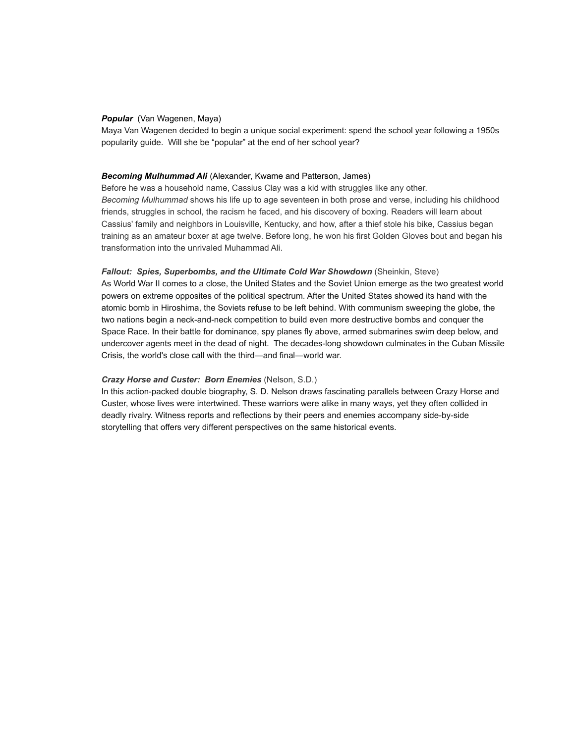***Popular*** (Van Wagenen, Maya)
Maya Van Wagenen decided to begin a unique social experiment: spend the school year following a 1950s popularity guide. Will she be "popular" at the end of her school year?

***Becoming Mulhummad Ali*** (Alexander, Kwame and Patterson, James)
Before he was a household name, Cassius Clay was a kid with struggles like any other. *Becoming Mulhummad* shows his life up to age seventeen in both prose and verse, including his childhood friends, struggles in school, the racism he faced, and his discovery of boxing. Readers will learn about Cassius' family and neighbors in Louisville, Kentucky, and how, after a thief stole his bike, Cassius began training as an amateur boxer at age twelve. Before long, he won his first Golden Gloves bout and began his transformation into the unrivaled Muhammad Ali.

***Fallout: Spies, Superbombs, and the Ultimate Cold War Showdown*** (Sheinkin, Steve)
As World War II comes to a close, the United States and the Soviet Union emerge as the two greatest world powers on extreme opposites of the political spectrum. After the United States showed its hand with the atomic bomb in Hiroshima, the Soviets refuse to be left behind. With communism sweeping the globe, the two nations begin a neck-and-neck competition to build even more destructive bombs and conquer the Space Race. In their battle for dominance, spy planes fly above, armed submarines swim deep below, and undercover agents meet in the dead of night. The decades-long showdown culminates in the Cuban Missile Crisis, the world's close call with the third—and final—world war.

***Crazy Horse and Custer: Born Enemies*** (Nelson, S.D.)
In this action-packed double biography, S. D. Nelson draws fascinating parallels between Crazy Horse and Custer, whose lives were intertwined. These warriors were alike in many ways, yet they often collided in deadly rivalry. Witness reports and reflections by their peers and enemies accompany side-by-side storytelling that offers very different perspectives on the same historical events.